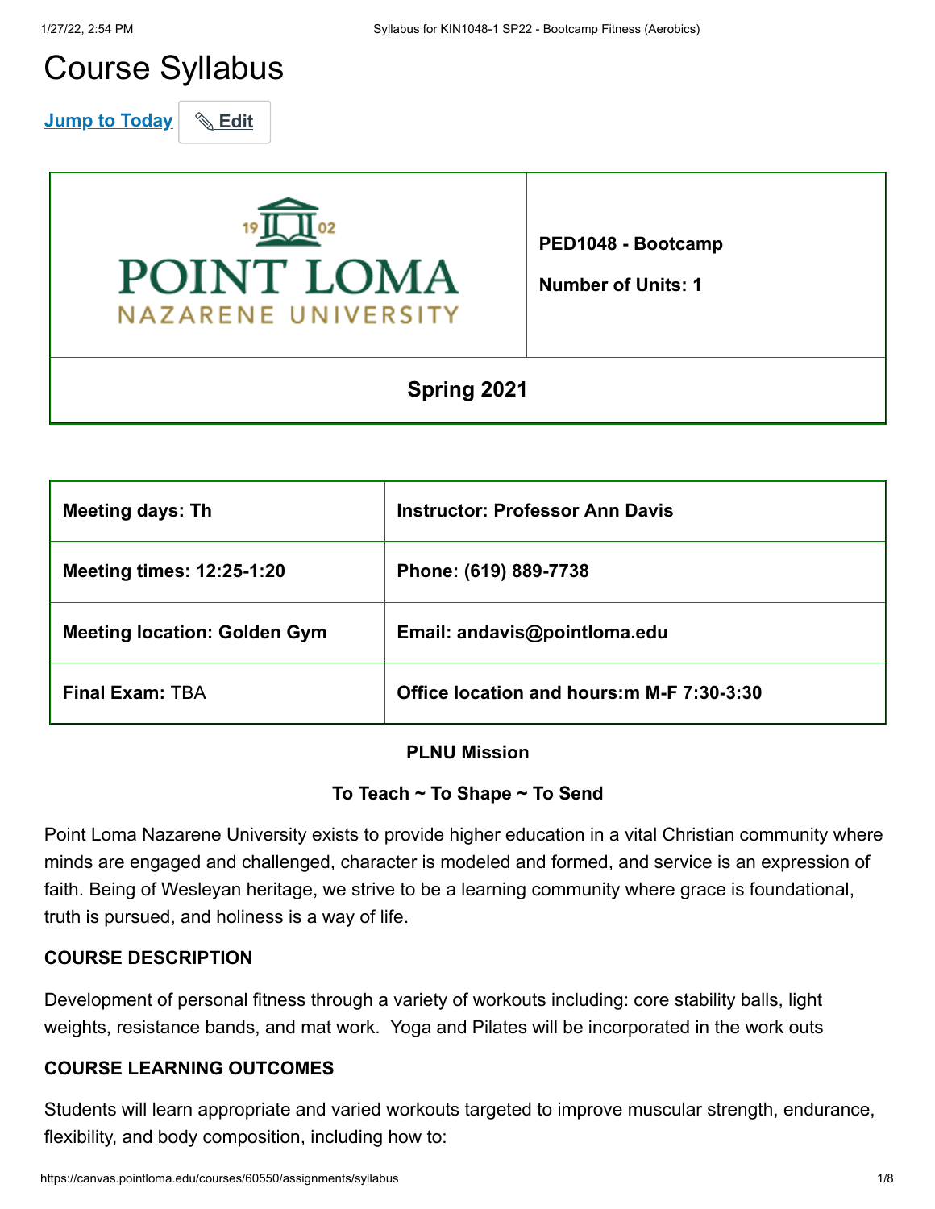# Course Syllabus

Jump to Today | Edit

| POINT LOMA NAZARENE UNIVERSITY | **PED1048 - Bootcamp**<br><br>**Number of Units: 1** |
|---|---|
| **Spring 2021** | |

| | |
|---|---|
| **Meeting days: Th** | **Instructor: Professor Ann Davis** |
| **Meeting times: 12:25-1:20** | **Phone: (619) 889-7738** |
| **Meeting location: Golden Gym** | **Email: andavis@pointloma.edu** |
| **Final Exam:** TBA | **Office location and hours:m M-F 7:30-3:30** |

**PLNU Mission**

**To Teach ~ To Shape ~ To Send**

Point Loma Nazarene University exists to provide higher education in a vital Christian community where minds are engaged and challenged, character is modeled and formed, and service is an expression of faith. Being of Wesleyan heritage, we strive to be a learning community where grace is foundational, truth is pursued, and holiness is a way of life.

**COURSE DESCRIPTION**

Development of personal fitness through a variety of workouts including: core stability balls, light weights, resistance bands, and mat work.  Yoga and Pilates will be incorporated in the work outs

**COURSE LEARNING OUTCOMES**

Students will learn appropriate and varied workouts targeted to improve muscular strength, endurance, flexibility, and body composition, including how to: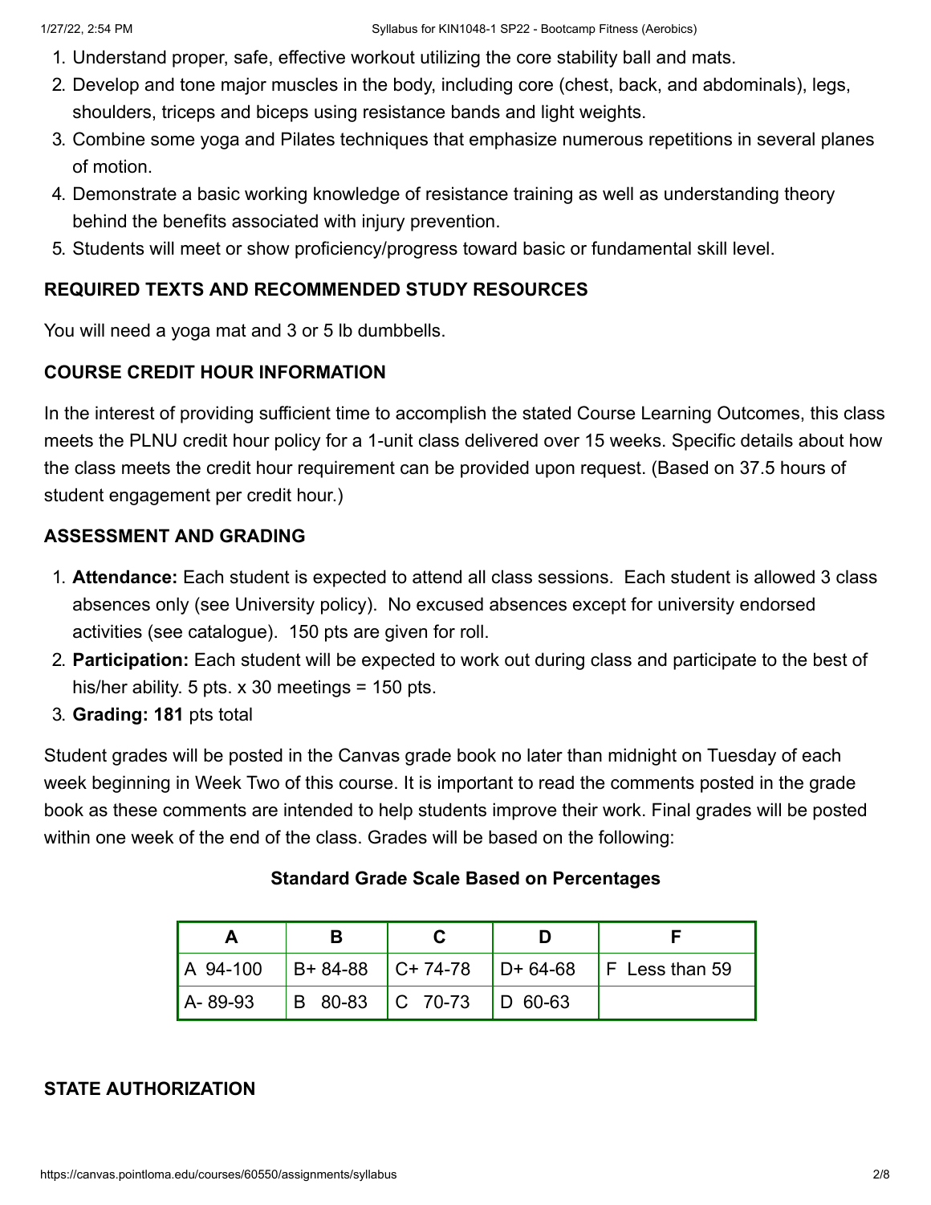1. Understand proper, safe, effective workout utilizing the core stability ball and mats.
2. Develop and tone major muscles in the body, including core (chest, back, and abdominals), legs, shoulders, triceps and biceps using resistance bands and light weights.
3. Combine some yoga and Pilates techniques that emphasize numerous repetitions in several planes of motion.
4. Demonstrate a basic working knowledge of resistance training as well as understanding theory behind the benefits associated with injury prevention.
5. Students will meet or show proficiency/progress toward basic or fundamental skill level.

### REQUIRED TEXTS AND RECOMMENDED STUDY RESOURCES

You will need a yoga mat and 3 or 5 lb dumbbells.

### COURSE CREDIT HOUR INFORMATION

In the interest of providing sufficient time to accomplish the stated Course Learning Outcomes, this class meets the PLNU credit hour policy for a 1-unit class delivered over 15 weeks. Specific details about how the class meets the credit hour requirement can be provided upon request. (Based on 37.5 hours of student engagement per credit hour.)

### ASSESSMENT AND GRADING

1. **Attendance:** Each student is expected to attend all class sessions. Each student is allowed 3 class absences only (see University policy). No excused absences except for university endorsed activities (see catalogue). 150 pts are given for roll.
2. **Participation:** Each student will be expected to work out during class and participate to the best of his/her ability. 5 pts. x 30 meetings = 150 pts.
3. **Grading: 181** pts total

Student grades will be posted in the Canvas grade book no later than midnight on Tuesday of each week beginning in Week Two of this course. It is important to read the comments posted in the grade book as these comments are intended to help students improve their work. Final grades will be posted within one week of the end of the class. Grades will be based on the following:

**Standard Grade Scale Based on Percentages**

| A | B | C | D | F |
|---|---|---|---|---|
| A 94-100 | B+ 84-88 | C+ 74-78 | D+ 64-68 | F Less than 59 |
| A- 89-93 | B 80-83 | C 70-73 | D 60-63 | |

### STATE AUTHORIZATION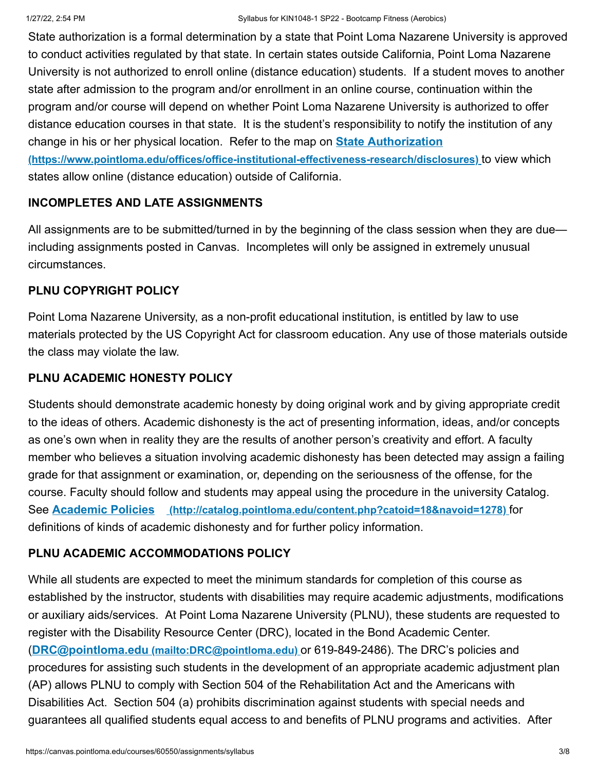State authorization is a formal determination by a state that Point Loma Nazarene University is approved to conduct activities regulated by that state. In certain states outside California, Point Loma Nazarene University is not authorized to enroll online (distance education) students. If a student moves to another state after admission to the program and/or enrollment in an online course, continuation within the program and/or course will depend on whether Point Loma Nazarene University is authorized to offer distance education courses in that state. It is the student's responsibility to notify the institution of any change in his or her physical location. Refer to the map on **[State Authorization](https://www.pointloma.edu/offices/office-institutional-effectiveness-research/disclosures)** **(https://www.pointloma.edu/offices/office-institutional-effectiveness-research/disclosures)** to view which states allow online (distance education) outside of California.

## INCOMPLETES AND LATE ASSIGNMENTS

All assignments are to be submitted/turned in by the beginning of the class session when they are due—including assignments posted in Canvas. Incompletes will only be assigned in extremely unusual circumstances.

## PLNU COPYRIGHT POLICY

Point Loma Nazarene University, as a non-profit educational institution, is entitled by law to use materials protected by the US Copyright Act for classroom education. Any use of those materials outside the class may violate the law.

## PLNU ACADEMIC HONESTY POLICY

Students should demonstrate academic honesty by doing original work and by giving appropriate credit to the ideas of others. Academic dishonesty is the act of presenting information, ideas, and/or concepts as one's own when in reality they are the results of another person's creativity and effort. A faculty member who believes a situation involving academic dishonesty has been detected may assign a failing grade for that assignment or examination, or, depending on the seriousness of the offense, for the course. Faculty should follow and students may appeal using the procedure in the university Catalog. See **[Academic Policies](http://catalog.pointloma.edu/content.php?catoid=18&navoid=1278)** **(http://catalog.pointloma.edu/content.php?catoid=18&navoid=1278)** for definitions of kinds of academic dishonesty and for further policy information.

## PLNU ACADEMIC ACCOMMODATIONS POLICY

While all students are expected to meet the minimum standards for completion of this course as established by the instructor, students with disabilities may require academic adjustments, modifications or auxiliary aids/services. At Point Loma Nazarene University (PLNU), these students are requested to register with the Disability Resource Center (DRC), located in the Bond Academic Center. (**[DRC@pointloma.edu](mailto:DRC@pointloma.edu)** **(mailto:DRC@pointloma.edu)** or 619-849-2486). The DRC's policies and procedures for assisting such students in the development of an appropriate academic adjustment plan (AP) allows PLNU to comply with Section 504 of the Rehabilitation Act and the Americans with Disabilities Act. Section 504 (a) prohibits discrimination against students with special needs and guarantees all qualified students equal access to and benefits of PLNU programs and activities. After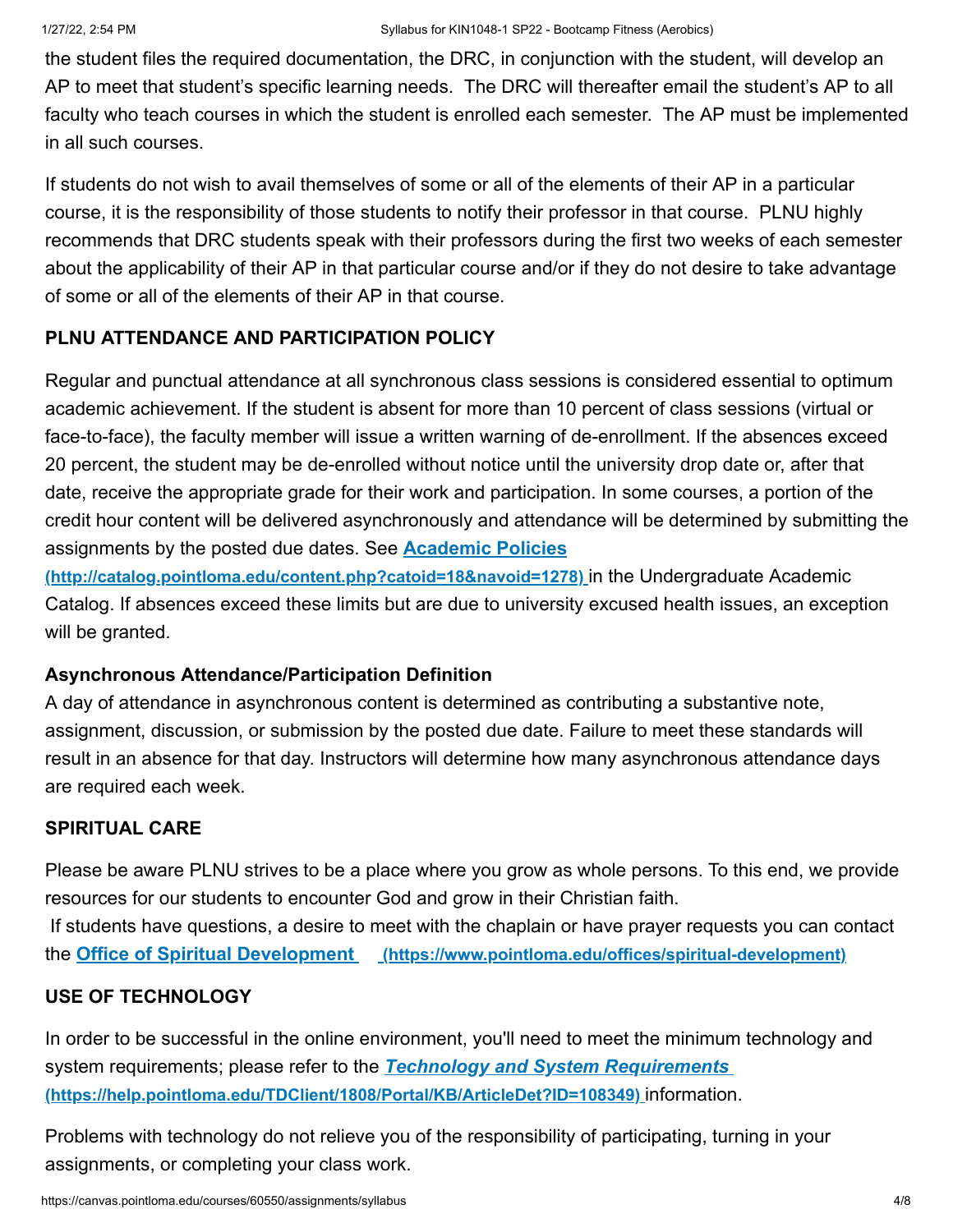the student files the required documentation, the DRC, in conjunction with the student, will develop an AP to meet that student's specific learning needs. The DRC will thereafter email the student's AP to all faculty who teach courses in which the student is enrolled each semester. The AP must be implemented in all such courses.

If students do not wish to avail themselves of some or all of the elements of their AP in a particular course, it is the responsibility of those students to notify their professor in that course. PLNU highly recommends that DRC students speak with their professors during the first two weeks of each semester about the applicability of their AP in that particular course and/or if they do not desire to take advantage of some or all of the elements of their AP in that course.

**PLNU ATTENDANCE AND PARTICIPATION POLICY**

Regular and punctual attendance at all synchronous class sessions is considered essential to optimum academic achievement. If the student is absent for more than 10 percent of class sessions (virtual or face-to-face), the faculty member will issue a written warning of de-enrollment. If the absences exceed 20 percent, the student may be de-enrolled without notice until the university drop date or, after that date, receive the appropriate grade for their work and participation. In some courses, a portion of the credit hour content will be delivered asynchronously and attendance will be determined by submitting the assignments by the posted due dates. See **Academic Policies (http://catalog.pointloma.edu/content.php?catoid=18&navoid=1278)** in the Undergraduate Academic Catalog. If absences exceed these limits but are due to university excused health issues, an exception will be granted.

**Asynchronous Attendance/Participation Definition**

A day of attendance in asynchronous content is determined as contributing a substantive note, assignment, discussion, or submission by the posted due date. Failure to meet these standards will result in an absence for that day. Instructors will determine how many asynchronous attendance days are required each week.

**SPIRITUAL CARE**

Please be aware PLNU strives to be a place where you grow as whole persons. To this end, we provide resources for our students to encounter God and grow in their Christian faith.

If students have questions, a desire to meet with the chaplain or have prayer requests you can contact the **Office of Spiritual Development (https://www.pointloma.edu/offices/spiritual-development)**

**USE OF TECHNOLOGY**

In order to be successful in the online environment, you'll need to meet the minimum technology and system requirements; please refer to the ***Technology and System Requirements* (https://help.pointloma.edu/TDClient/1808/Portal/KB/ArticleDet?ID=108349)** information.

Problems with technology do not relieve you of the responsibility of participating, turning in your assignments, or completing your class work.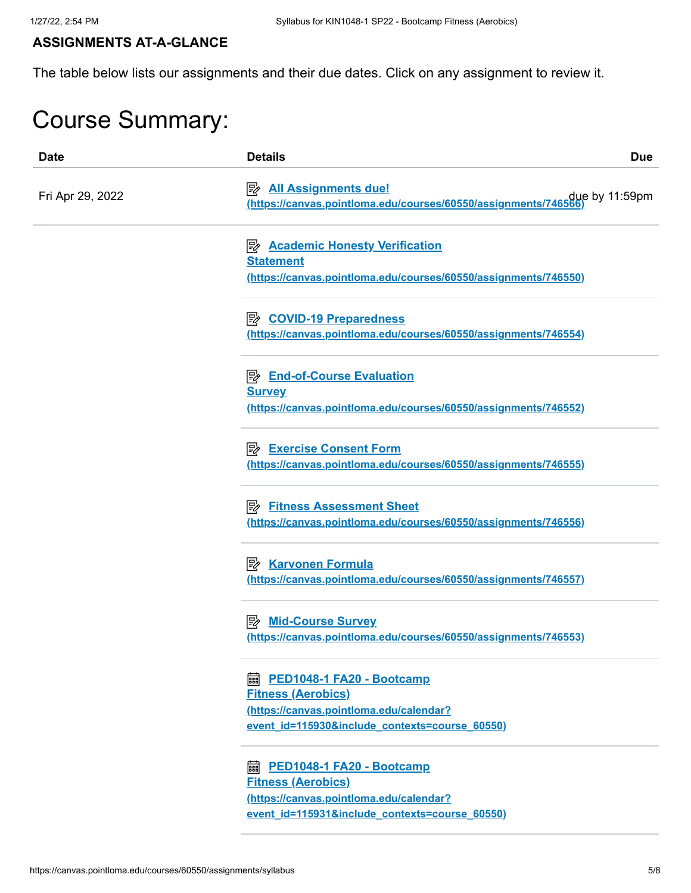**ASSIGNMENTS AT-A-GLANCE**

The table below lists our assignments and their due dates. Click on any assignment to review it.

# Course Summary:

| Date | Details | Due |
|---|---|---|
| Fri Apr 29, 2022 | All Assignments due! (https://canvas.pointloma.edu/courses/60550/assignments/746566) | due by 11:59pm |
| | Academic Honesty Verification Statement (https://canvas.pointloma.edu/courses/60550/assignments/746550) | |
| | COVID-19 Preparedness (https://canvas.pointloma.edu/courses/60550/assignments/746554) | |
| | End-of-Course Evaluation Survey (https://canvas.pointloma.edu/courses/60550/assignments/746552) | |
| | Exercise Consent Form (https://canvas.pointloma.edu/courses/60550/assignments/746555) | |
| | Fitness Assessment Sheet (https://canvas.pointloma.edu/courses/60550/assignments/746556) | |
| | Karvonen Formula (https://canvas.pointloma.edu/courses/60550/assignments/746557) | |
| | Mid-Course Survey (https://canvas.pointloma.edu/courses/60550/assignments/746553) | |
| | PED1048-1 FA20 - Bootcamp Fitness (Aerobics) (https://canvas.pointloma.edu/calendar?event_id=115930&include_contexts=course_60550) | |
| | PED1048-1 FA20 - Bootcamp Fitness (Aerobics) (https://canvas.pointloma.edu/calendar?event_id=115931&include_contexts=course_60550) | |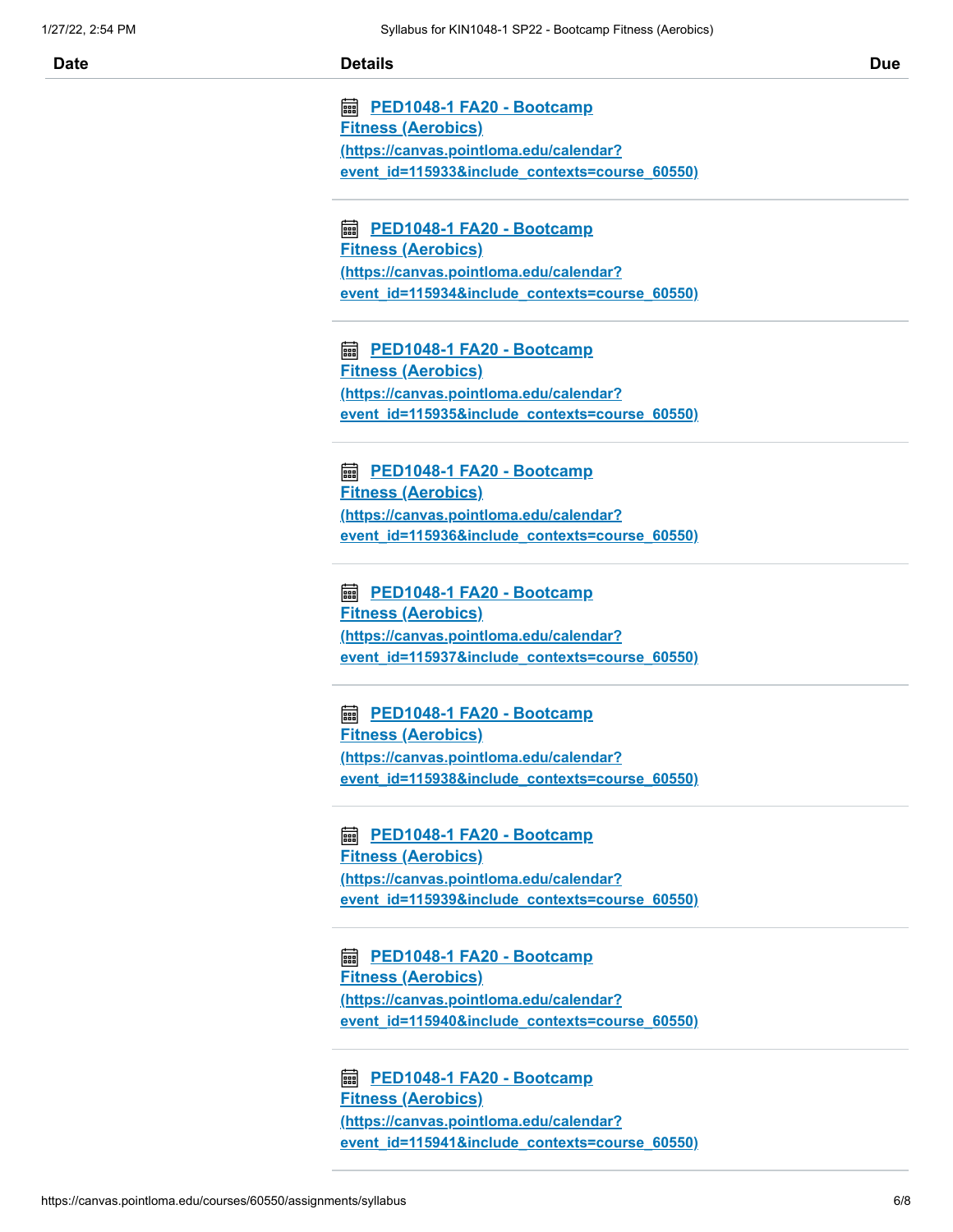| Date | Details | Due |
| --- | --- | --- |
| | PED1048-1 FA20 - Bootcamp Fitness (Aerobics) (https://canvas.pointloma.edu/calendar?event_id=115933&include_contexts=course_60550) | |
| | PED1048-1 FA20 - Bootcamp Fitness (Aerobics) (https://canvas.pointloma.edu/calendar?event_id=115934&include_contexts=course_60550) | |
| | PED1048-1 FA20 - Bootcamp Fitness (Aerobics) (https://canvas.pointloma.edu/calendar?event_id=115935&include_contexts=course_60550) | |
| | PED1048-1 FA20 - Bootcamp Fitness (Aerobics) (https://canvas.pointloma.edu/calendar?event_id=115936&include_contexts=course_60550) | |
| | PED1048-1 FA20 - Bootcamp Fitness (Aerobics) (https://canvas.pointloma.edu/calendar?event_id=115937&include_contexts=course_60550) | |
| | PED1048-1 FA20 - Bootcamp Fitness (Aerobics) (https://canvas.pointloma.edu/calendar?event_id=115938&include_contexts=course_60550) | |
| | PED1048-1 FA20 - Bootcamp Fitness (Aerobics) (https://canvas.pointloma.edu/calendar?event_id=115939&include_contexts=course_60550) | |
| | PED1048-1 FA20 - Bootcamp Fitness (Aerobics) (https://canvas.pointloma.edu/calendar?event_id=115940&include_contexts=course_60550) | |
| | PED1048-1 FA20 - Bootcamp Fitness (Aerobics) (https://canvas.pointloma.edu/calendar?event_id=115941&include_contexts=course_60550) | |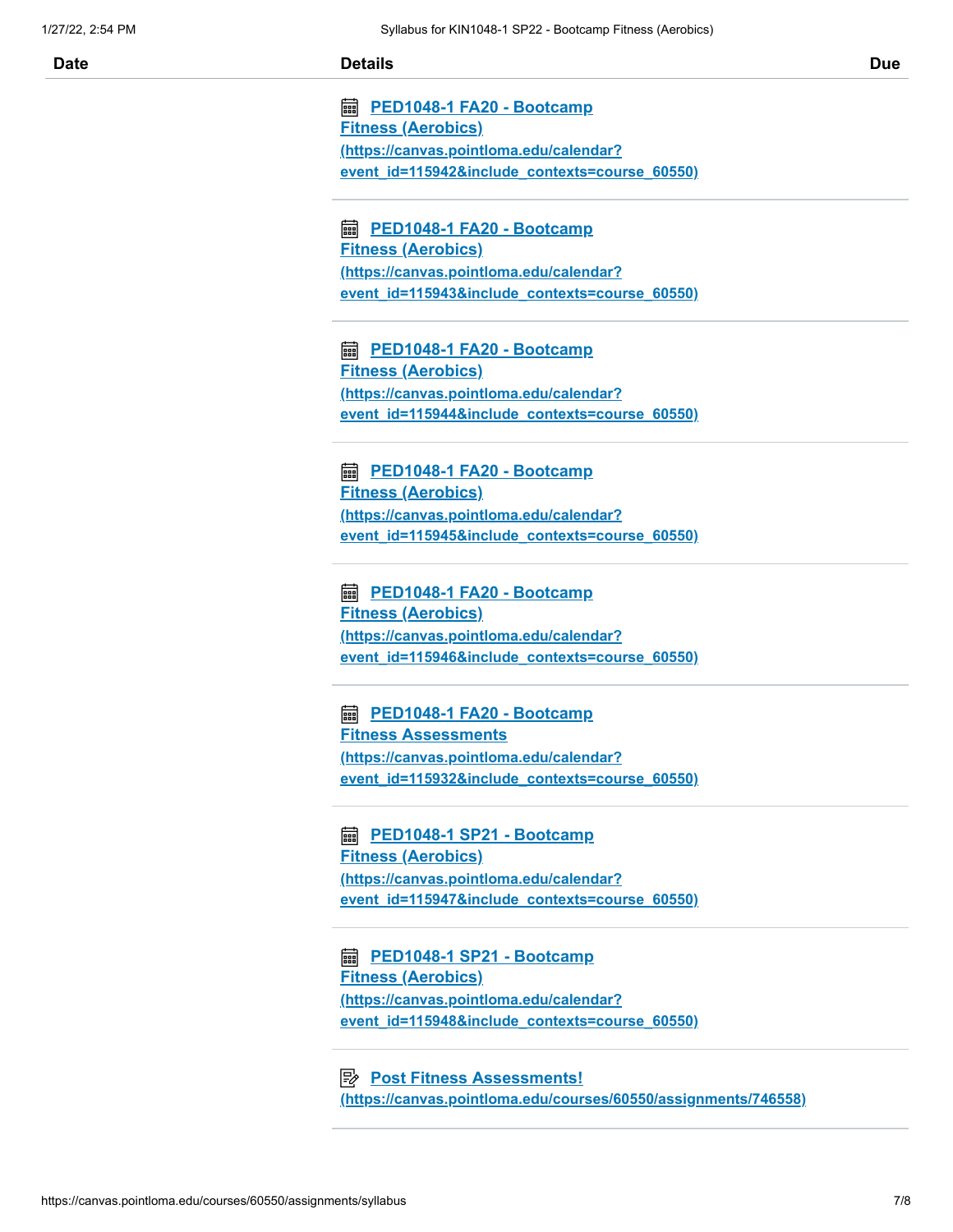| Date | Details | Due |
| --- | --- | --- |
| | PED1048-1 FA20 - Bootcamp Fitness (Aerobics) (https://canvas.pointloma.edu/calendar?event_id=115942&include_contexts=course_60550) | |
| | PED1048-1 FA20 - Bootcamp Fitness (Aerobics) (https://canvas.pointloma.edu/calendar?event_id=115943&include_contexts=course_60550) | |
| | PED1048-1 FA20 - Bootcamp Fitness (Aerobics) (https://canvas.pointloma.edu/calendar?event_id=115944&include_contexts=course_60550) | |
| | PED1048-1 FA20 - Bootcamp Fitness (Aerobics) (https://canvas.pointloma.edu/calendar?event_id=115945&include_contexts=course_60550) | |
| | PED1048-1 FA20 - Bootcamp Fitness (Aerobics) (https://canvas.pointloma.edu/calendar?event_id=115946&include_contexts=course_60550) | |
| | PED1048-1 FA20 - Bootcamp Fitness Assessments (https://canvas.pointloma.edu/calendar?event_id=115932&include_contexts=course_60550) | |
| | PED1048-1 SP21 - Bootcamp Fitness (Aerobics) (https://canvas.pointloma.edu/calendar?event_id=115947&include_contexts=course_60550) | |
| | PED1048-1 SP21 - Bootcamp Fitness (Aerobics) (https://canvas.pointloma.edu/calendar?event_id=115948&include_contexts=course_60550) | |
| | Post Fitness Assessments! (https://canvas.pointloma.edu/courses/60550/assignments/746558) | |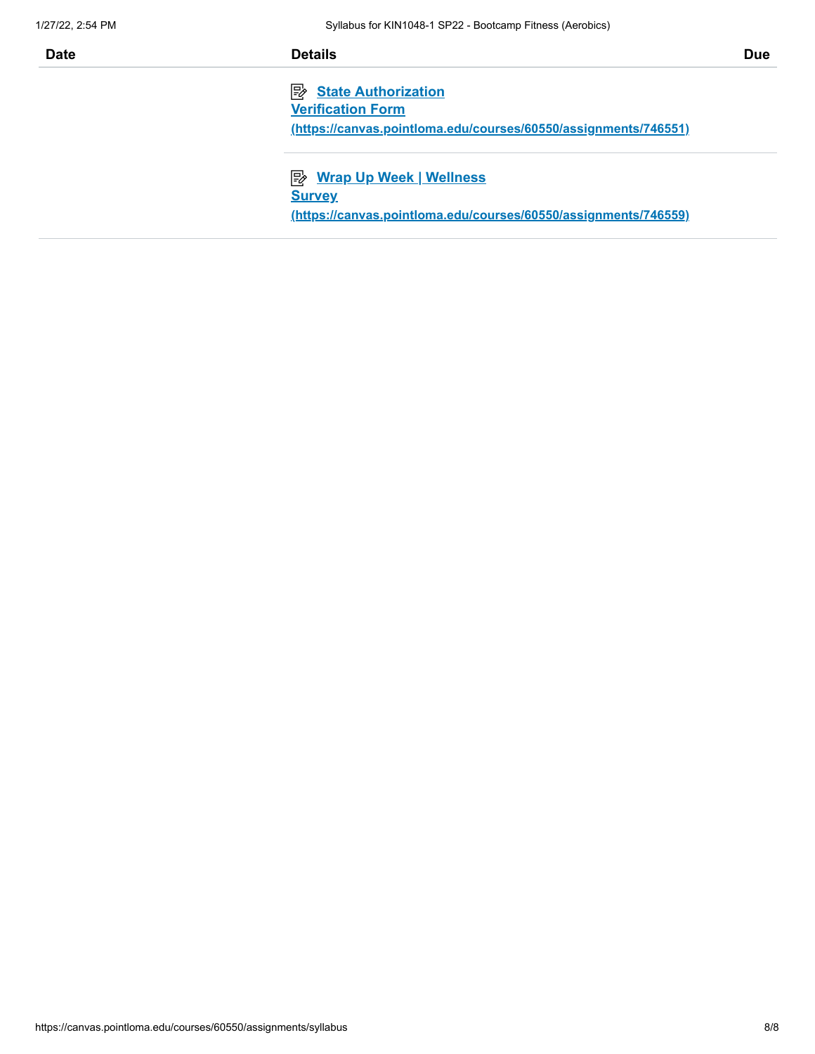| Date | Details | Due |
| --- | --- | --- |
| | State Authorization Verification Form (https://canvas.pointloma.edu/courses/60550/assignments/746551) | |
| | Wrap Up Week \| Wellness Survey (https://canvas.pointloma.edu/courses/60550/assignments/746559) | |